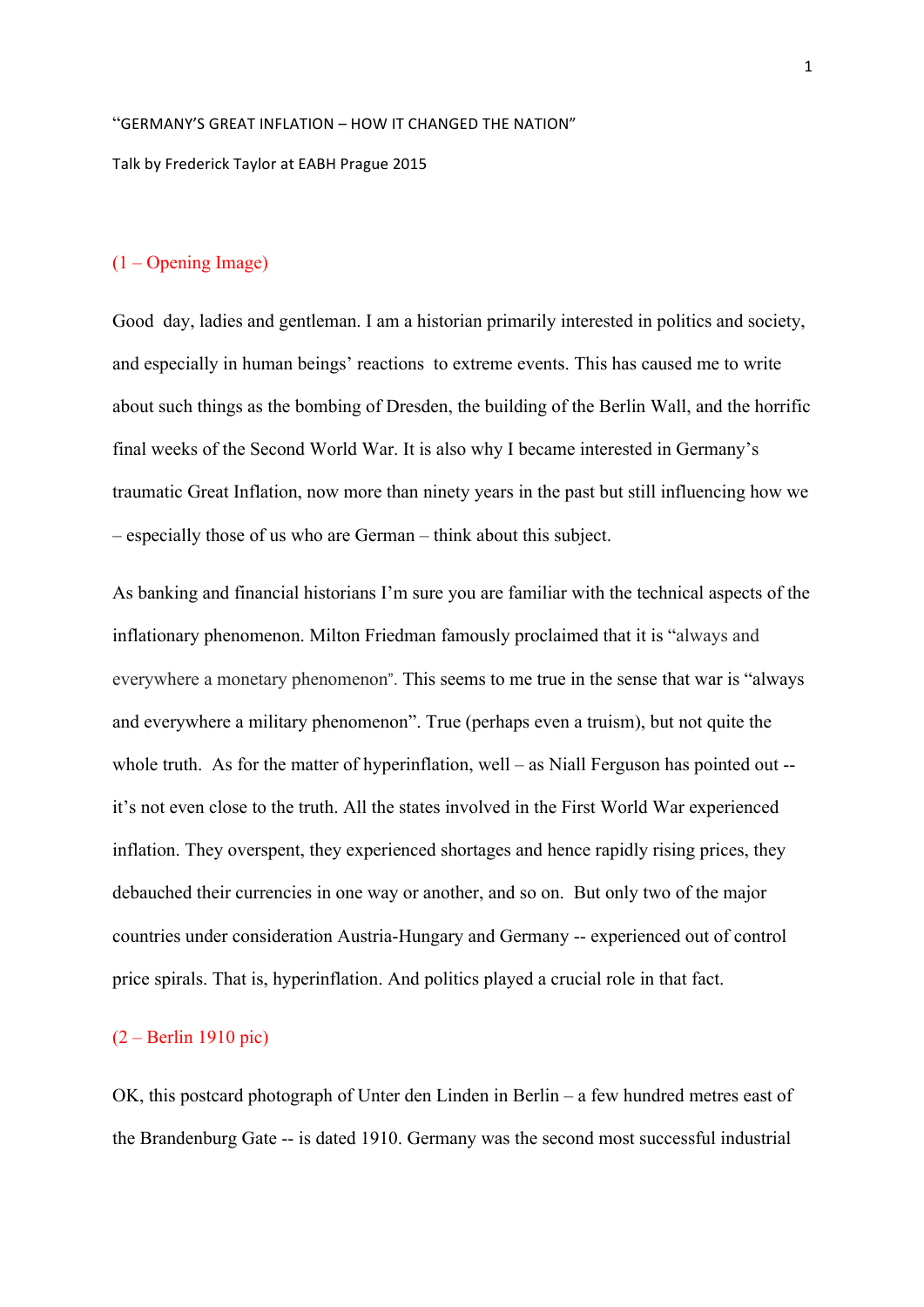"GERMANY'S GREAT INFLATION – HOW IT CHANGED THE NATION"

Talk by Frederick Taylor at EABH Prague 2015

(1 – Opening Image)

Good day, ladies and gentleman. I am a historian primarily interested in politics and society, and especially in human beings' reactions to extreme events. This has caused me to write about such things as the bombing of Dresden, the building of the Berlin Wall, and the horrific final weeks of the Second World War. It is also why I became interested in Germany's traumatic Great Inflation, now more than ninety years in the past but still influencing how we – especially those of us who are German – think about this subject.

As banking and financial historians I'm sure you are familiar with the technical aspects of the inflationary phenomenon. Milton Friedman famously proclaimed that it is "always and everywhere a monetary phenomenon". This seems to me true in the sense that war is "always and everywhere a military phenomenon". True (perhaps even a truism), but not quite the whole truth. As for the matter of hyperinflation, well – as Niall Ferguson has pointed out -- it's not even close to the truth. All the states involved in the First World War experienced inflation. They overspent, they experienced shortages and hence rapidly rising prices, they debauched their currencies in one way or another, and so on. But only two of the major countries under consideration Austria-Hungary and Germany -- experienced out of control price spirals. That is, hyperinflation. And politics played a crucial role in that fact.

(2 – Berlin 1910 pic)

OK, this postcard photograph of Unter den Linden in Berlin – a few hundred metres east of the Brandenburg Gate -- is dated 1910. Germany was the second most successful industrial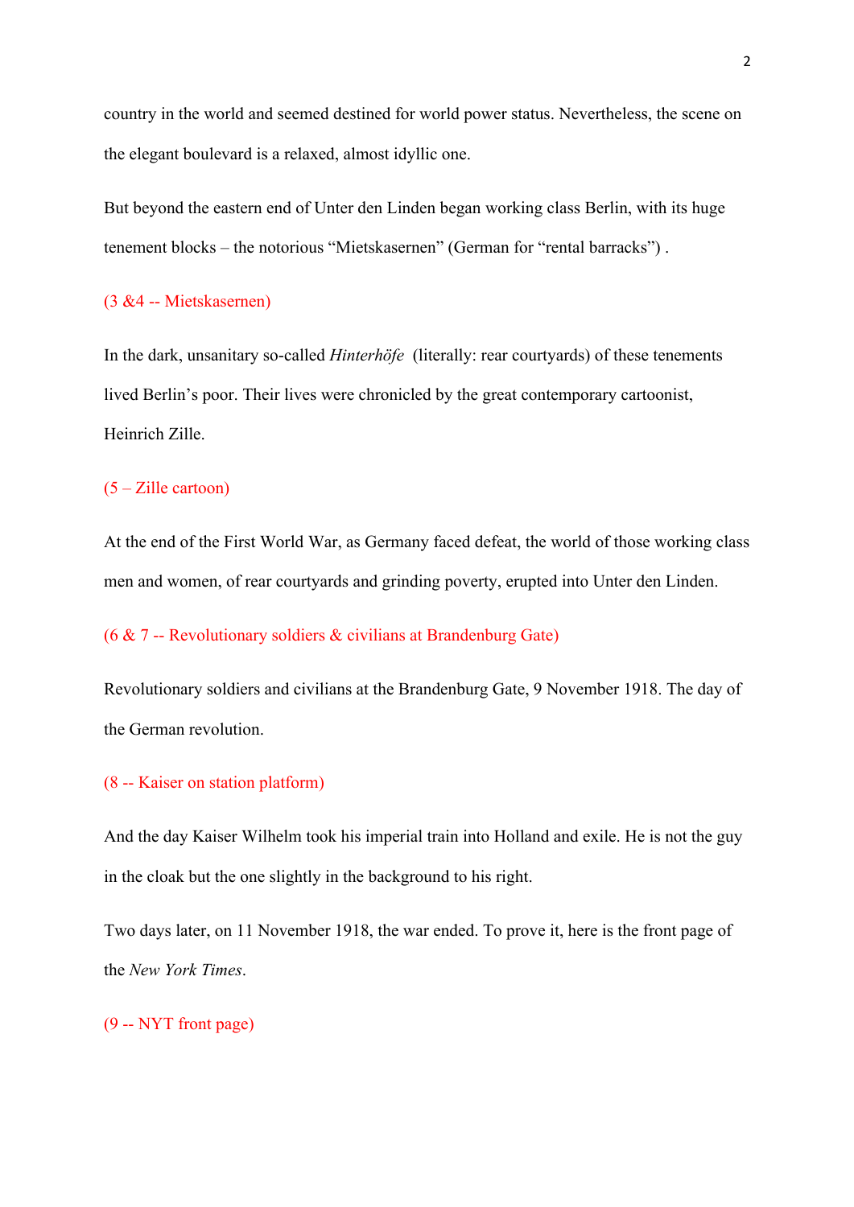country in the world and seemed destined for world power status. Nevertheless, the scene on the elegant boulevard is a relaxed, almost idyllic one.

But beyond the eastern end of Unter den Linden began working class Berlin, with its huge tenement blocks – the notorious "Mietskasernen" (German for "rental barracks") .

(3 &4 -- Mietskasernen)

In the dark, unsanitary so-called *Hinterhöfe* (literally: rear courtyards) of these tenements lived Berlin's poor. Their lives were chronicled by the great contemporary cartoonist, Heinrich Zille.

(5 – Zille cartoon)

At the end of the First World War, as Germany faced defeat, the world of those working class men and women, of rear courtyards and grinding poverty, erupted into Unter den Linden.

(6 & 7 -- Revolutionary soldiers & civilians at Brandenburg Gate)

Revolutionary soldiers and civilians at the Brandenburg Gate, 9 November 1918. The day of the German revolution.

(8 -- Kaiser on station platform)

And the day Kaiser Wilhelm took his imperial train into Holland and exile. He is not the guy in the cloak but the one slightly in the background to his right.

Two days later, on 11 November 1918, the war ended. To prove it, here is the front page of the *New York Times*.

(9 -- NYT front page)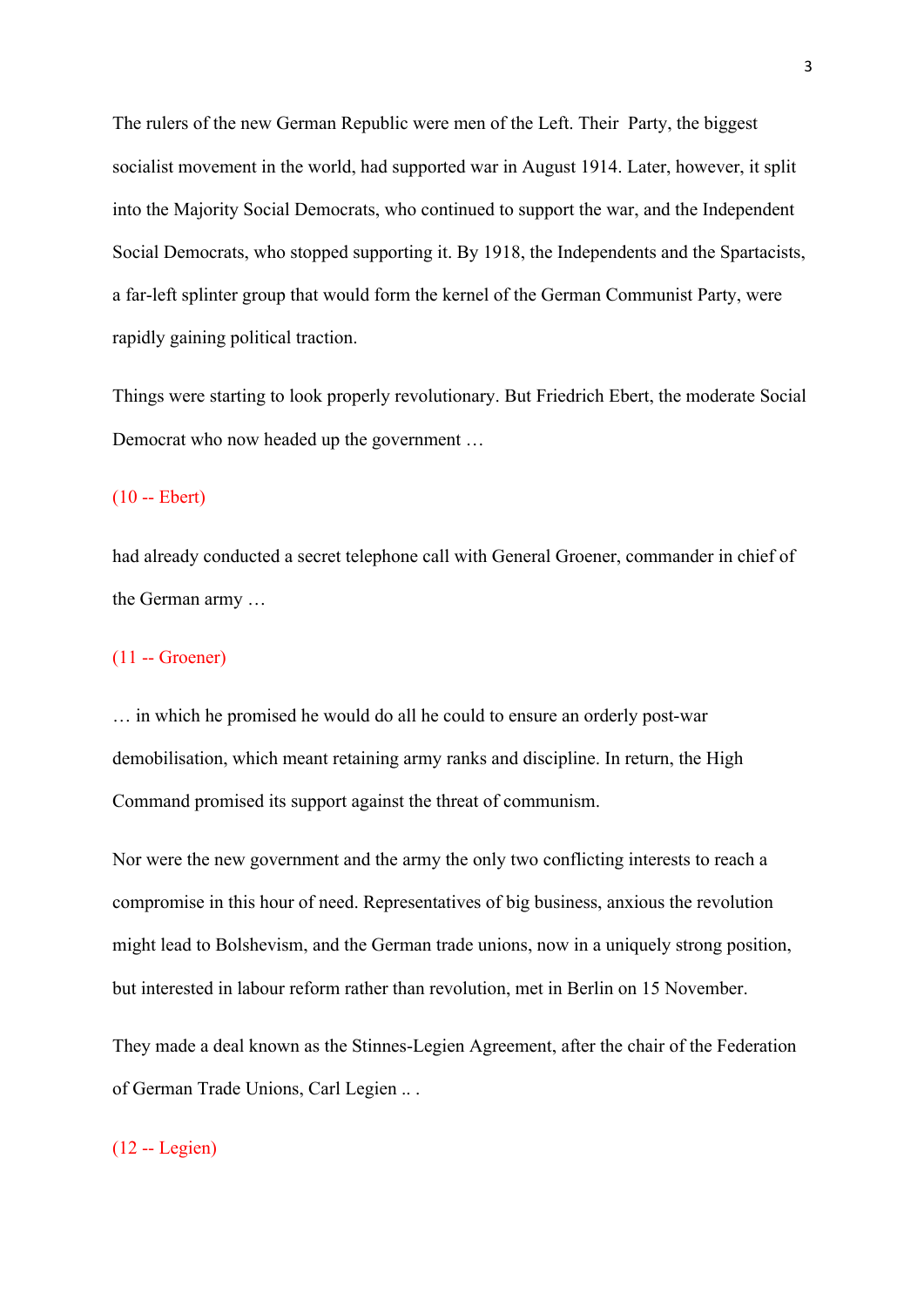The rulers of the new German Republic were men of the Left. Their  Party, the biggest socialist movement in the world, had supported war in August 1914. Later, however, it split into the Majority Social Democrats, who continued to support the war, and the Independent Social Democrats, who stopped supporting it. By 1918, the Independents and the Spartacists, a far-left splinter group that would form the kernel of the German Communist Party, were rapidly gaining political traction.

Things were starting to look properly revolutionary. But Friedrich Ebert, the moderate Social Democrat who now headed up the government …

(10 -- Ebert)

had already conducted a secret telephone call with General Groener, commander in chief of the German army …

(11 -- Groener)

… in which he promised he would do all he could to ensure an orderly post-war demobilisation, which meant retaining army ranks and discipline. In return, the High Command promised its support against the threat of communism.

Nor were the new government and the army the only two conflicting interests to reach a compromise in this hour of need. Representatives of big business, anxious the revolution might lead to Bolshevism, and the German trade unions, now in a uniquely strong position, but interested in labour reform rather than revolution, met in Berlin on 15 November.

They made a deal known as the Stinnes-Legien Agreement, after the chair of the Federation of German Trade Unions, Carl Legien .. .

(12 -- Legien)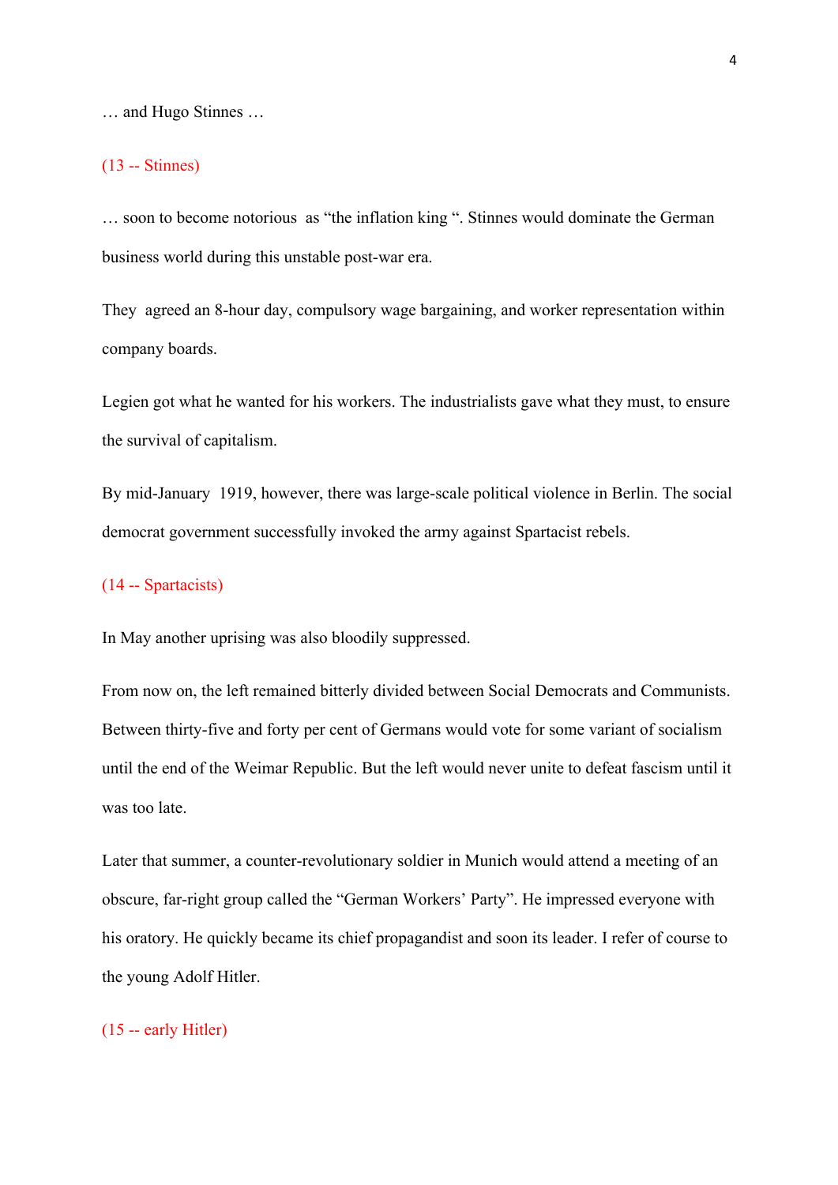… and Hugo Stinnes …

(13 -- Stinnes)

… soon to become notorious as "the inflation king ". Stinnes would dominate the German business world during this unstable post-war era.

They agreed an 8-hour day, compulsory wage bargaining, and worker representation within company boards.

Legien got what he wanted for his workers. The industrialists gave what they must, to ensure the survival of capitalism.

By mid-January 1919, however, there was large-scale political violence in Berlin. The social democrat government successfully invoked the army against Spartacist rebels.

(14 -- Spartacists)

In May another uprising was also bloodily suppressed.

From now on, the left remained bitterly divided between Social Democrats and Communists. Between thirty-five and forty per cent of Germans would vote for some variant of socialism until the end of the Weimar Republic. But the left would never unite to defeat fascism until it was too late.

Later that summer, a counter-revolutionary soldier in Munich would attend a meeting of an obscure, far-right group called the "German Workers' Party". He impressed everyone with his oratory. He quickly became its chief propagandist and soon its leader. I refer of course to the young Adolf Hitler.

(15 -- early Hitler)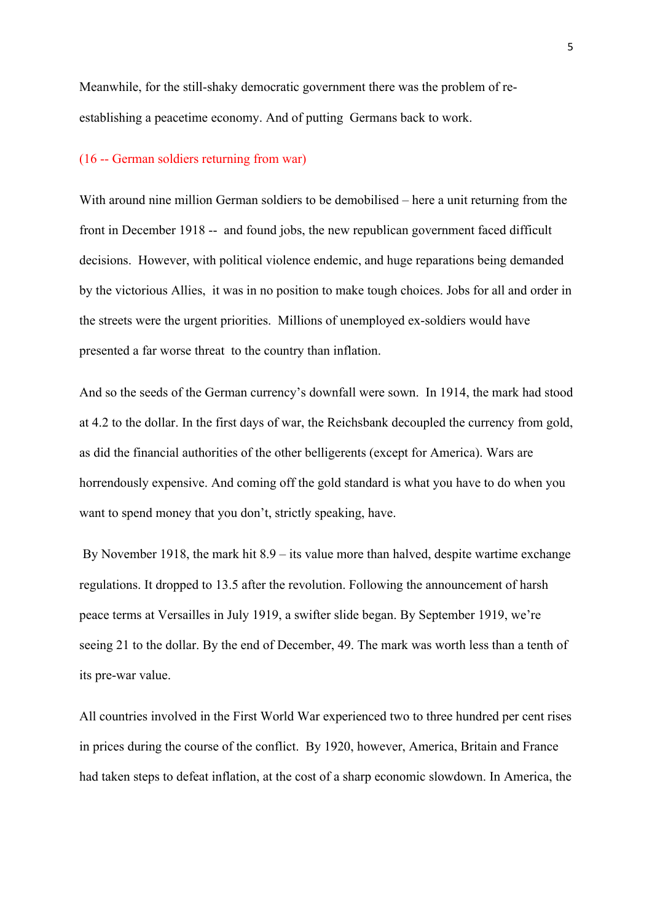Meanwhile, for the still-shaky democratic government there was the problem of re-establishing a peacetime economy. And of putting Germans back to work.

(16 -- German soldiers returning from war)

With around nine million German soldiers to be demobilised – here a unit returning from the front in December 1918 -- and found jobs, the new republican government faced difficult decisions. However, with political violence endemic, and huge reparations being demanded by the victorious Allies, it was in no position to make tough choices. Jobs for all and order in the streets were the urgent priorities. Millions of unemployed ex-soldiers would have presented a far worse threat to the country than inflation.

And so the seeds of the German currency's downfall were sown. In 1914, the mark had stood at 4.2 to the dollar. In the first days of war, the Reichsbank decoupled the currency from gold, as did the financial authorities of the other belligerents (except for America). Wars are horrendously expensive. And coming off the gold standard is what you have to do when you want to spend money that you don't, strictly speaking, have.

By November 1918, the mark hit 8.9 – its value more than halved, despite wartime exchange regulations. It dropped to 13.5 after the revolution. Following the announcement of harsh peace terms at Versailles in July 1919, a swifter slide began. By September 1919, we're seeing 21 to the dollar. By the end of December, 49. The mark was worth less than a tenth of its pre-war value.

All countries involved in the First World War experienced two to three hundred per cent rises in prices during the course of the conflict. By 1920, however, America, Britain and France had taken steps to defeat inflation, at the cost of a sharp economic slowdown. In America, the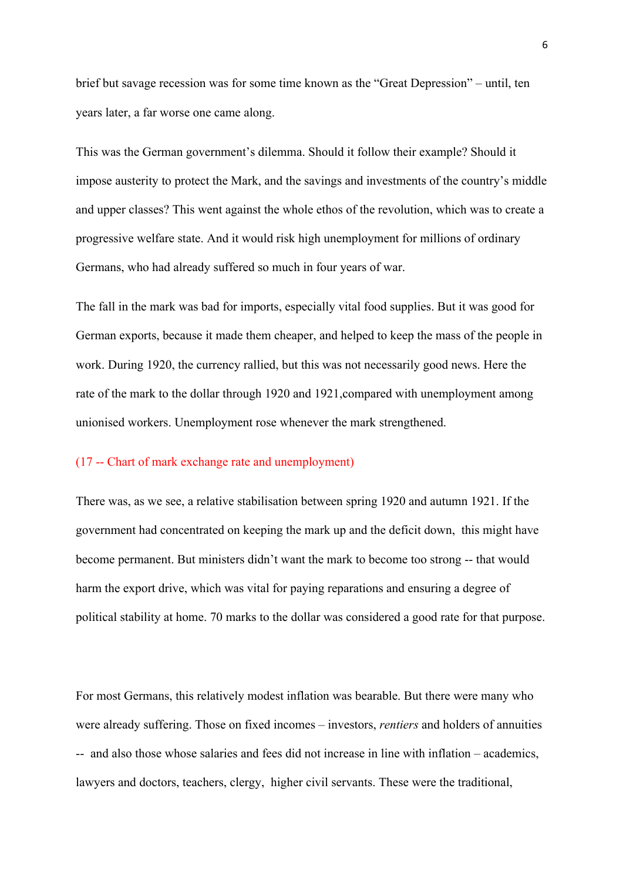brief but savage recession was for some time known as the "Great Depression" – until, ten years later, a far worse one came along.

This was the German government's dilemma. Should it follow their example? Should it impose austerity to protect the Mark, and the savings and investments of the country's middle and upper classes? This went against the whole ethos of the revolution, which was to create a progressive welfare state. And it would risk high unemployment for millions of ordinary Germans, who had already suffered so much in four years of war.

The fall in the mark was bad for imports, especially vital food supplies. But it was good for German exports, because it made them cheaper, and helped to keep the mass of the people in work. During 1920, the currency rallied, but this was not necessarily good news. Here the rate of the mark to the dollar through 1920 and 1921,compared with unemployment among unionised workers. Unemployment rose whenever the mark strengthened.

(17 -- Chart of mark exchange rate and unemployment)

There was, as we see, a relative stabilisation between spring 1920 and autumn 1921. If the government had concentrated on keeping the mark up and the deficit down, this might have become permanent. But ministers didn't want the mark to become too strong -- that would harm the export drive, which was vital for paying reparations and ensuring a degree of political stability at home. 70 marks to the dollar was considered a good rate for that purpose.

For most Germans, this relatively modest inflation was bearable. But there were many who were already suffering. Those on fixed incomes – investors, *rentiers* and holders of annuities -- and also those whose salaries and fees did not increase in line with inflation – academics, lawyers and doctors, teachers, clergy, higher civil servants. These were the traditional,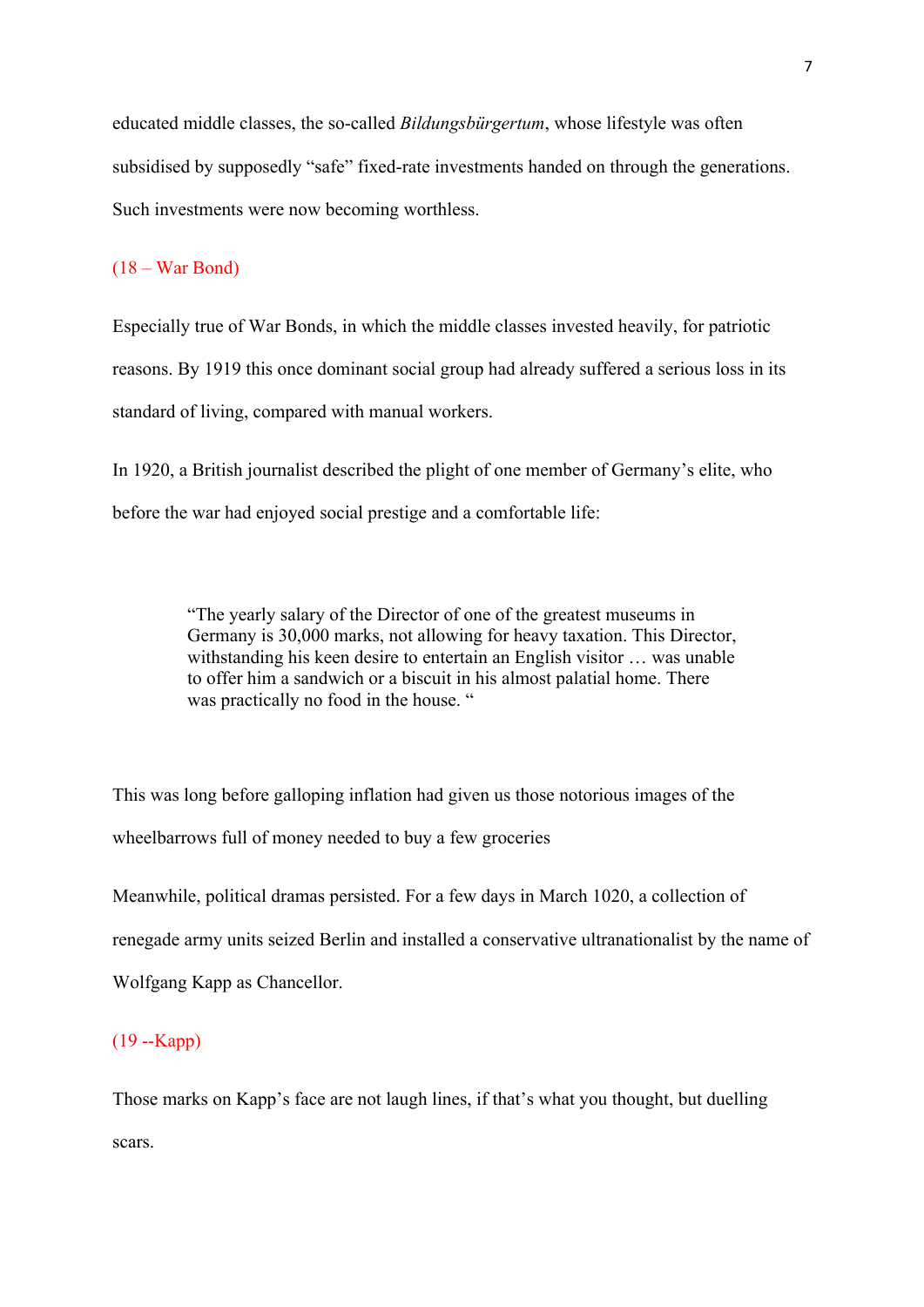educated middle classes, the so-called *Bildungsbürgertum*, whose lifestyle was often subsidised by supposedly "safe" fixed-rate investments handed on through the generations. Such investments were now becoming worthless.

(18 – War Bond)

Especially true of War Bonds, in which the middle classes invested heavily, for patriotic reasons. By 1919 this once dominant social group had already suffered a serious loss in its standard of living, compared with manual workers.

In 1920, a British journalist described the plight of one member of Germany's elite, who before the war had enjoyed social prestige and a comfortable life:

> "The yearly salary of the Director of one of the greatest museums in Germany is 30,000 marks, not allowing for heavy taxation. This Director, withstanding his keen desire to entertain an English visitor … was unable to offer him a sandwich or a biscuit in his almost palatial home. There was practically no food in the house. "

This was long before galloping inflation had given us those notorious images of the wheelbarrows full of money needed to buy a few groceries

Meanwhile, political dramas persisted. For a few days in March 1020, a collection of renegade army units seized Berlin and installed a conservative ultranationalist by the name of Wolfgang Kapp as Chancellor.

(19 --Kapp)

Those marks on Kapp's face are not laugh lines, if that's what you thought, but duelling scars.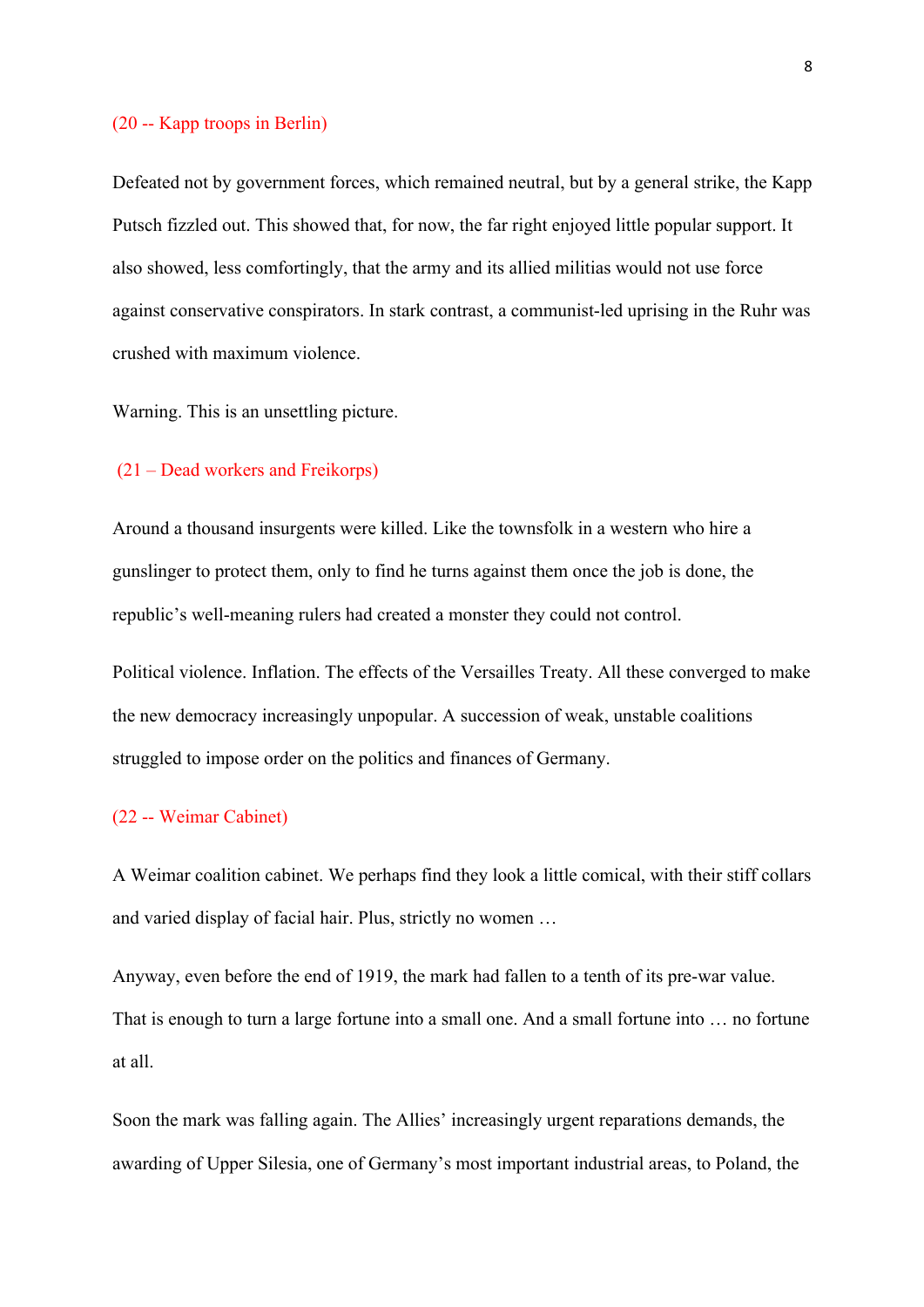(20 -- Kapp troops in Berlin)

Defeated not by government forces, which remained neutral, but by a general strike, the Kapp Putsch fizzled out. This showed that, for now, the far right enjoyed little popular support. It also showed, less comfortingly, that the army and its allied militias would not use force against conservative conspirators. In stark contrast, a communist-led uprising in the Ruhr was crushed with maximum violence.

Warning. This is an unsettling picture.

(21 – Dead workers and Freikorps)

Around a thousand insurgents were killed. Like the townsfolk in a western who hire a gunslinger to protect them, only to find he turns against them once the job is done, the republic's well-meaning rulers had created a monster they could not control.

Political violence. Inflation. The effects of the Versailles Treaty. All these converged to make the new democracy increasingly unpopular. A succession of weak, unstable coalitions struggled to impose order on the politics and finances of Germany.

(22 -- Weimar Cabinet)

A Weimar coalition cabinet. We perhaps find they look a little comical, with their stiff collars and varied display of facial hair. Plus, strictly no women …

Anyway, even before the end of 1919, the mark had fallen to a tenth of its pre-war value. That is enough to turn a large fortune into a small one. And a small fortune into … no fortune at all.

Soon the mark was falling again. The Allies' increasingly urgent reparations demands, the awarding of Upper Silesia, one of Germany's most important industrial areas, to Poland, the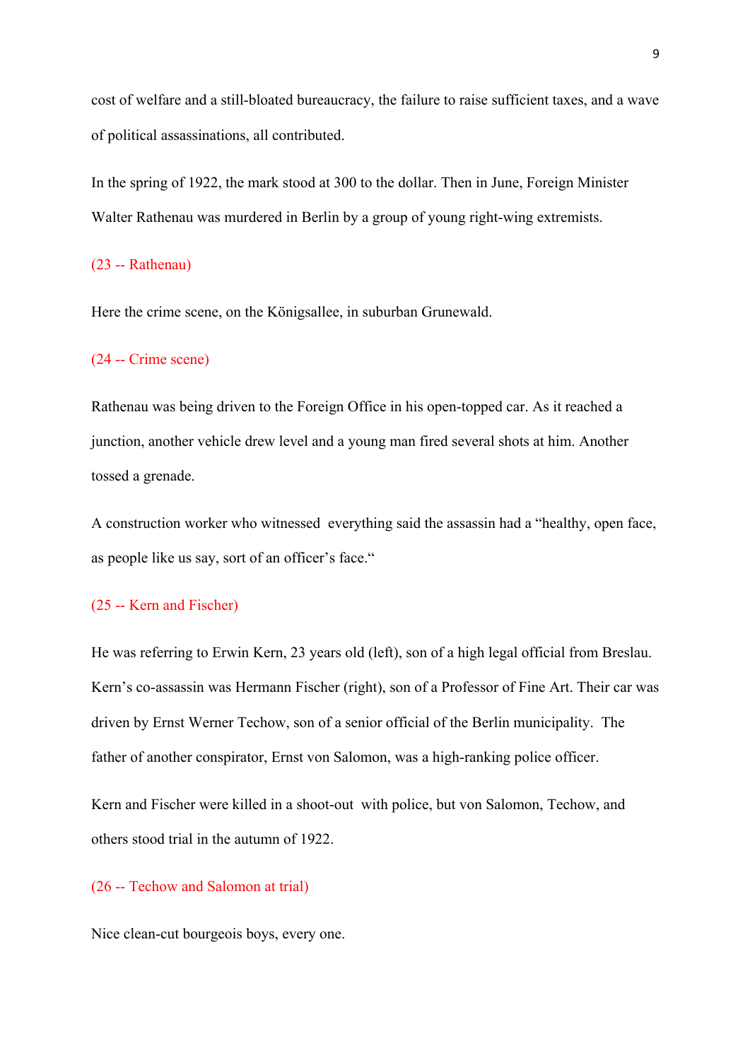cost of welfare and a still-bloated bureaucracy, the failure to raise sufficient taxes, and a wave of political assassinations, all contributed.

In the spring of 1922, the mark stood at 300 to the dollar. Then in June, Foreign Minister Walter Rathenau was murdered in Berlin by a group of young right-wing extremists.

(23 -- Rathenau)

Here the crime scene, on the Königsallee, in suburban Grunewald.

(24 -- Crime scene)

Rathenau was being driven to the Foreign Office in his open-topped car. As it reached a junction, another vehicle drew level and a young man fired several shots at him. Another tossed a grenade.

A construction worker who witnessed everything said the assassin had a "healthy, open face, as people like us say, sort of an officer's face."

(25 -- Kern and Fischer)

He was referring to Erwin Kern, 23 years old (left), son of a high legal official from Breslau. Kern's co-assassin was Hermann Fischer (right), son of a Professor of Fine Art. Their car was driven by Ernst Werner Techow, son of a senior official of the Berlin municipality. The father of another conspirator, Ernst von Salomon, was a high-ranking police officer.

Kern and Fischer were killed in a shoot-out with police, but von Salomon, Techow, and others stood trial in the autumn of 1922.

(26 -- Techow and Salomon at trial)

Nice clean-cut bourgeois boys, every one.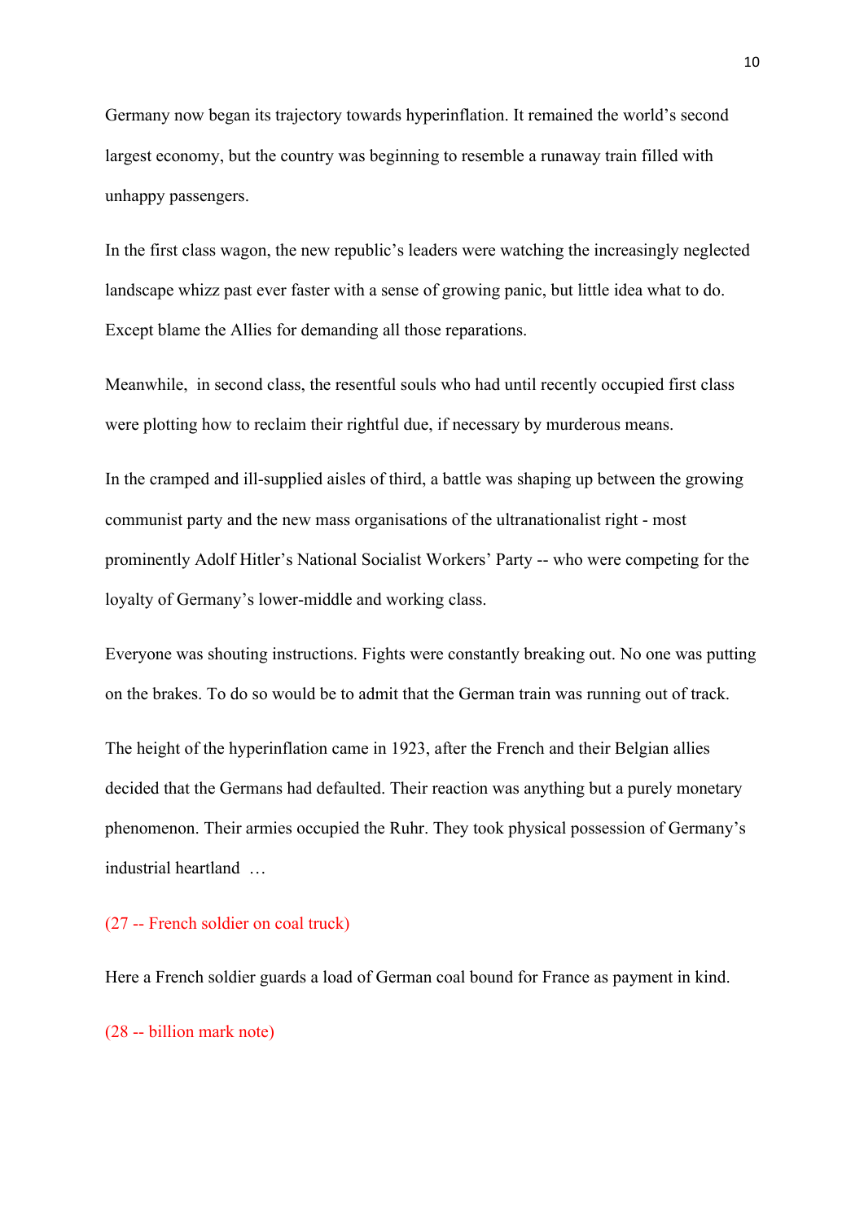Germany now began its trajectory towards hyperinflation. It remained the world's second largest economy, but the country was beginning to resemble a runaway train filled with unhappy passengers.

In the first class wagon, the new republic's leaders were watching the increasingly neglected landscape whizz past ever faster with a sense of growing panic, but little idea what to do. Except blame the Allies for demanding all those reparations.

Meanwhile, in second class, the resentful souls who had until recently occupied first class were plotting how to reclaim their rightful due, if necessary by murderous means.

In the cramped and ill-supplied aisles of third, a battle was shaping up between the growing communist party and the new mass organisations of the ultranationalist right - most prominently Adolf Hitler's National Socialist Workers' Party -- who were competing for the loyalty of Germany's lower-middle and working class.

Everyone was shouting instructions. Fights were constantly breaking out. No one was putting on the brakes. To do so would be to admit that the German train was running out of track.

The height of the hyperinflation came in 1923, after the French and their Belgian allies decided that the Germans had defaulted. Their reaction was anything but a purely monetary phenomenon. Their armies occupied the Ruhr. They took physical possession of Germany's industrial heartland …

(27 -- French soldier on coal truck)

Here a French soldier guards a load of German coal bound for France as payment in kind.

(28 -- billion mark note)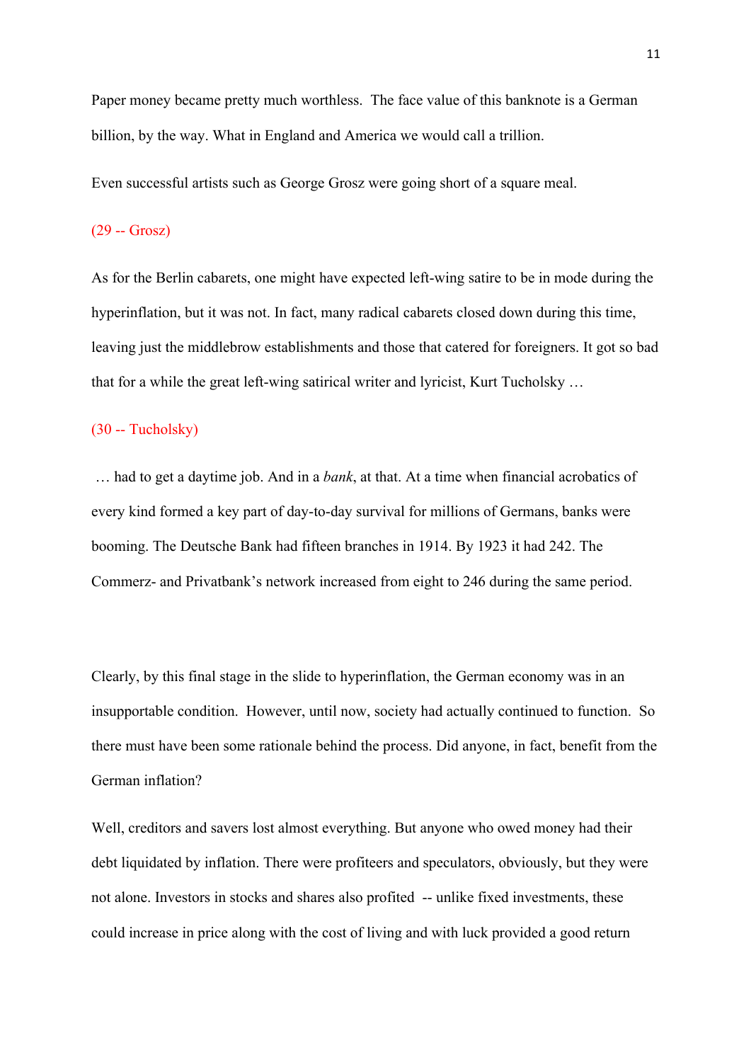Paper money became pretty much worthless. The face value of this banknote is a German billion, by the way. What in England and America we would call a trillion.

Even successful artists such as George Grosz were going short of a square meal.

(29 -- Grosz)

As for the Berlin cabarets, one might have expected left-wing satire to be in mode during the hyperinflation, but it was not. In fact, many radical cabarets closed down during this time, leaving just the middlebrow establishments and those that catered for foreigners. It got so bad that for a while the great left-wing satirical writer and lyricist, Kurt Tucholsky …

(30 -- Tucholsky)

… had to get a daytime job. And in a *bank*, at that. At a time when financial acrobatics of every kind formed a key part of day-to-day survival for millions of Germans, banks were booming. The Deutsche Bank had fifteen branches in 1914. By 1923 it had 242. The Commerz- and Privatbank's network increased from eight to 246 during the same period.

Clearly, by this final stage in the slide to hyperinflation, the German economy was in an insupportable condition. However, until now, society had actually continued to function. So there must have been some rationale behind the process. Did anyone, in fact, benefit from the German inflation?

Well, creditors and savers lost almost everything. But anyone who owed money had their debt liquidated by inflation. There were profiteers and speculators, obviously, but they were not alone. Investors in stocks and shares also profited -- unlike fixed investments, these could increase in price along with the cost of living and with luck provided a good return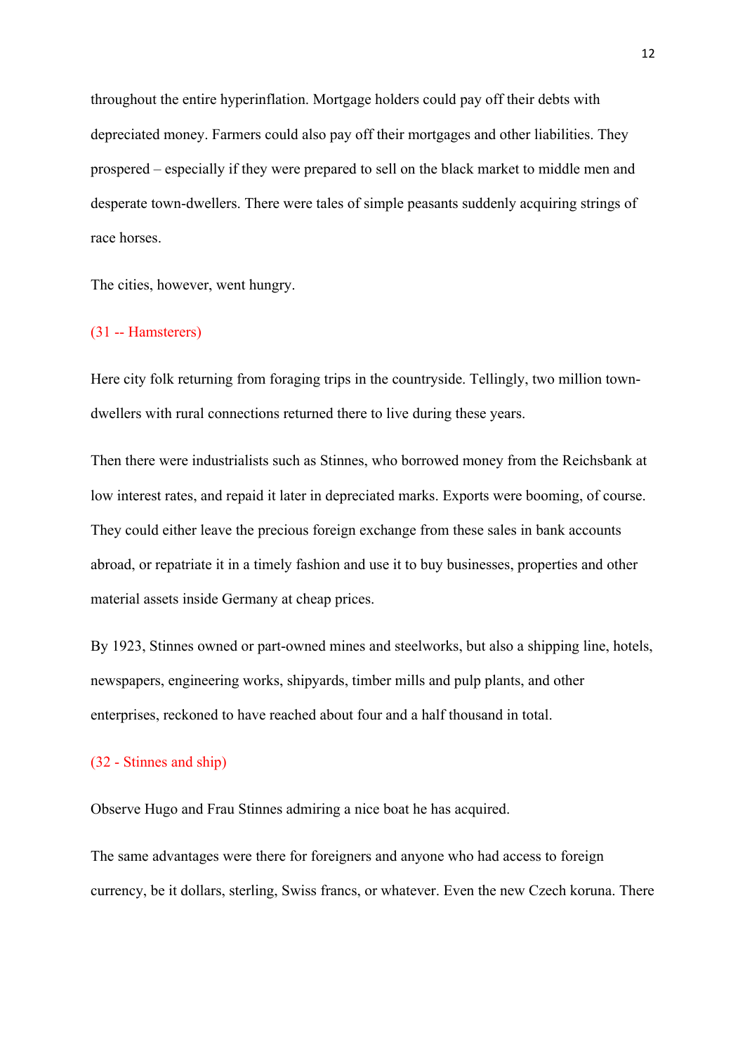throughout the entire hyperinflation. Mortgage holders could pay off their debts with depreciated money. Farmers could also pay off their mortgages and other liabilities. They prospered – especially if they were prepared to sell on the black market to middle men and desperate town-dwellers. There were tales of simple peasants suddenly acquiring strings of race horses.

The cities, however, went hungry.

(31 -- Hamsterers)

Here city folk returning from foraging trips in the countryside. Tellingly, two million town-dwellers with rural connections returned there to live during these years.

Then there were industrialists such as Stinnes, who borrowed money from the Reichsbank at low interest rates, and repaid it later in depreciated marks. Exports were booming, of course. They could either leave the precious foreign exchange from these sales in bank accounts abroad, or repatriate it in a timely fashion and use it to buy businesses, properties and other material assets inside Germany at cheap prices.

By 1923, Stinnes owned or part-owned mines and steelworks, but also a shipping line, hotels, newspapers, engineering works, shipyards, timber mills and pulp plants, and other enterprises, reckoned to have reached about four and a half thousand in total.

(32 - Stinnes and ship)

Observe Hugo and Frau Stinnes admiring a nice boat he has acquired.

The same advantages were there for foreigners and anyone who had access to foreign currency, be it dollars, sterling, Swiss francs, or whatever. Even the new Czech koruna. There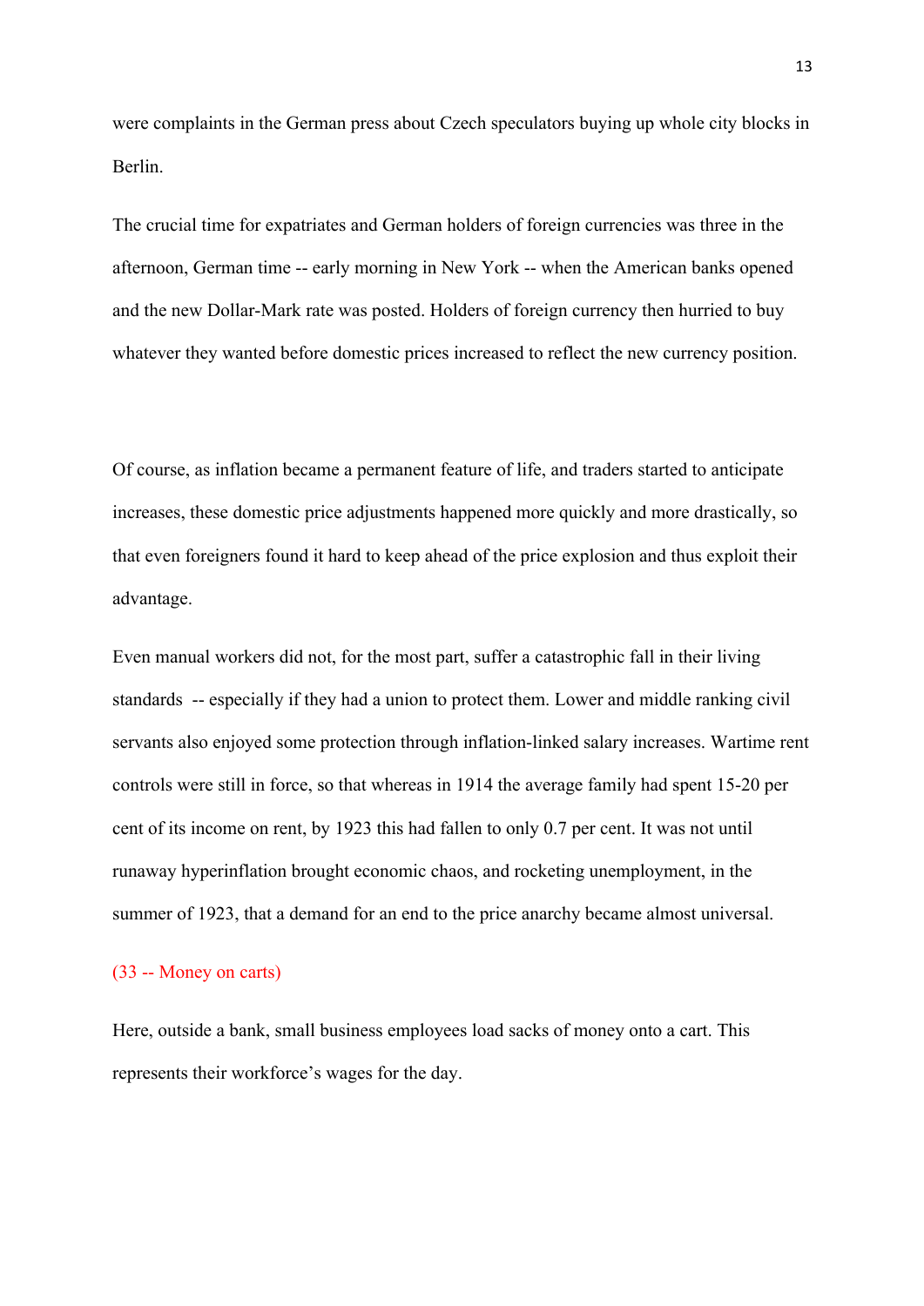were complaints in the German press about Czech speculators buying up whole city blocks in Berlin.

The crucial time for expatriates and German holders of foreign currencies was three in the afternoon, German time -- early morning in New York -- when the American banks opened and the new Dollar-Mark rate was posted. Holders of foreign currency then hurried to buy whatever they wanted before domestic prices increased to reflect the new currency position.

Of course, as inflation became a permanent feature of life, and traders started to anticipate increases, these domestic price adjustments happened more quickly and more drastically, so that even foreigners found it hard to keep ahead of the price explosion and thus exploit their advantage.

Even manual workers did not, for the most part, suffer a catastrophic fall in their living standards -- especially if they had a union to protect them. Lower and middle ranking civil servants also enjoyed some protection through inflation-linked salary increases. Wartime rent controls were still in force, so that whereas in 1914 the average family had spent 15-20 per cent of its income on rent, by 1923 this had fallen to only 0.7 per cent. It was not until runaway hyperinflation brought economic chaos, and rocketing unemployment, in the summer of 1923, that a demand for an end to the price anarchy became almost universal.

(33 -- Money on carts)

Here, outside a bank, small business employees load sacks of money onto a cart. This represents their workforce's wages for the day.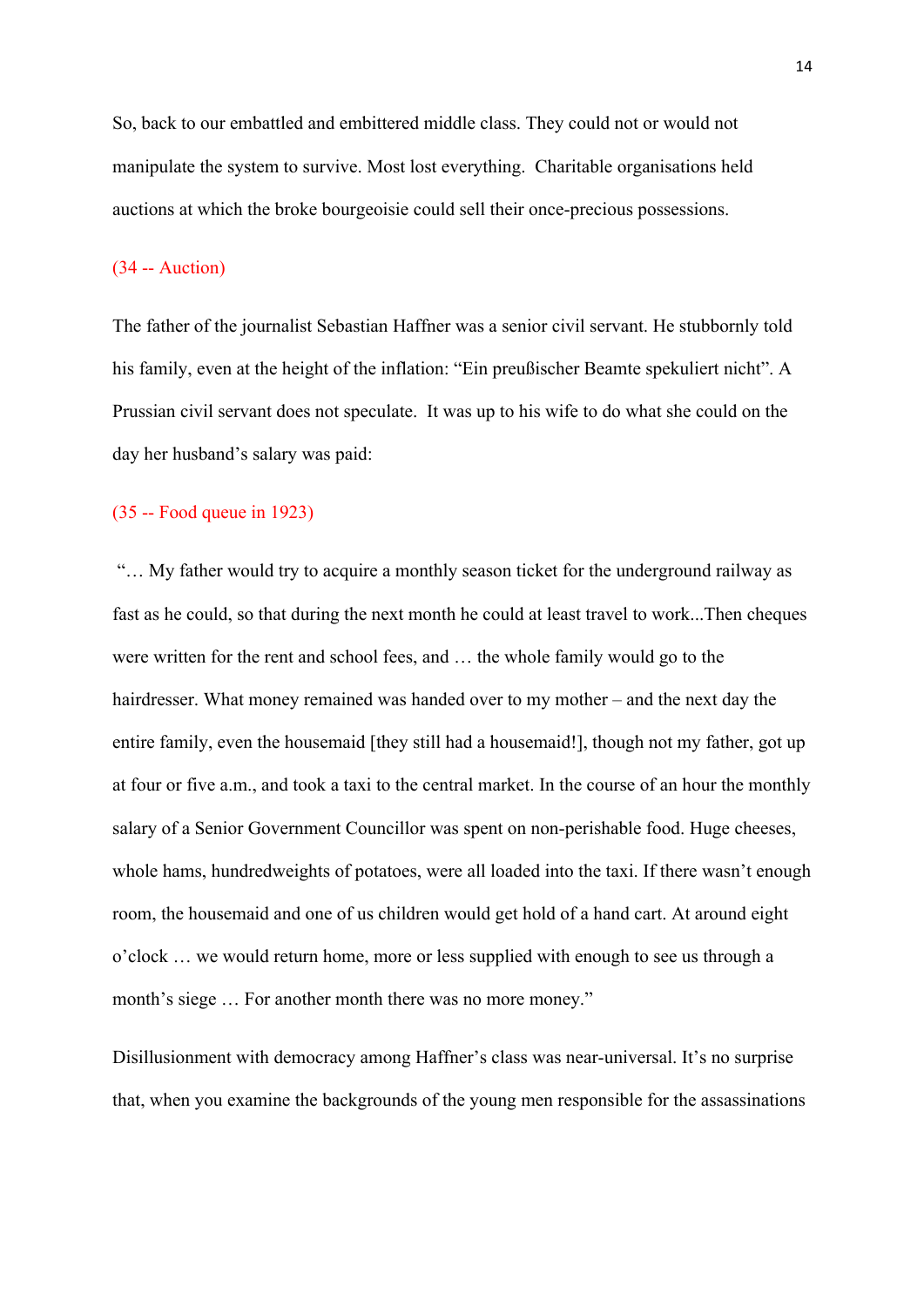So, back to our embattled and embittered middle class. They could not or would not manipulate the system to survive. Most lost everything. Charitable organisations held auctions at which the broke bourgeoisie could sell their once-precious possessions.

(34 -- Auction)

The father of the journalist Sebastian Haffner was a senior civil servant. He stubbornly told his family, even at the height of the inflation: "Ein preußischer Beamte spekuliert nicht". A Prussian civil servant does not speculate. It was up to his wife to do what she could on the day her husband's salary was paid:

(35 -- Food queue in 1923)

"… My father would try to acquire a monthly season ticket for the underground railway as fast as he could, so that during the next month he could at least travel to work...Then cheques were written for the rent and school fees, and … the whole family would go to the hairdresser. What money remained was handed over to my mother – and the next day the entire family, even the housemaid [they still had a housemaid!], though not my father, got up at four or five a.m., and took a taxi to the central market. In the course of an hour the monthly salary of a Senior Government Councillor was spent on non-perishable food. Huge cheeses, whole hams, hundredweights of potatoes, were all loaded into the taxi. If there wasn't enough room, the housemaid and one of us children would get hold of a hand cart. At around eight o'clock … we would return home, more or less supplied with enough to see us through a month's siege … For another month there was no more money."

Disillusionment with democracy among Haffner's class was near-universal. It's no surprise that, when you examine the backgrounds of the young men responsible for the assassinations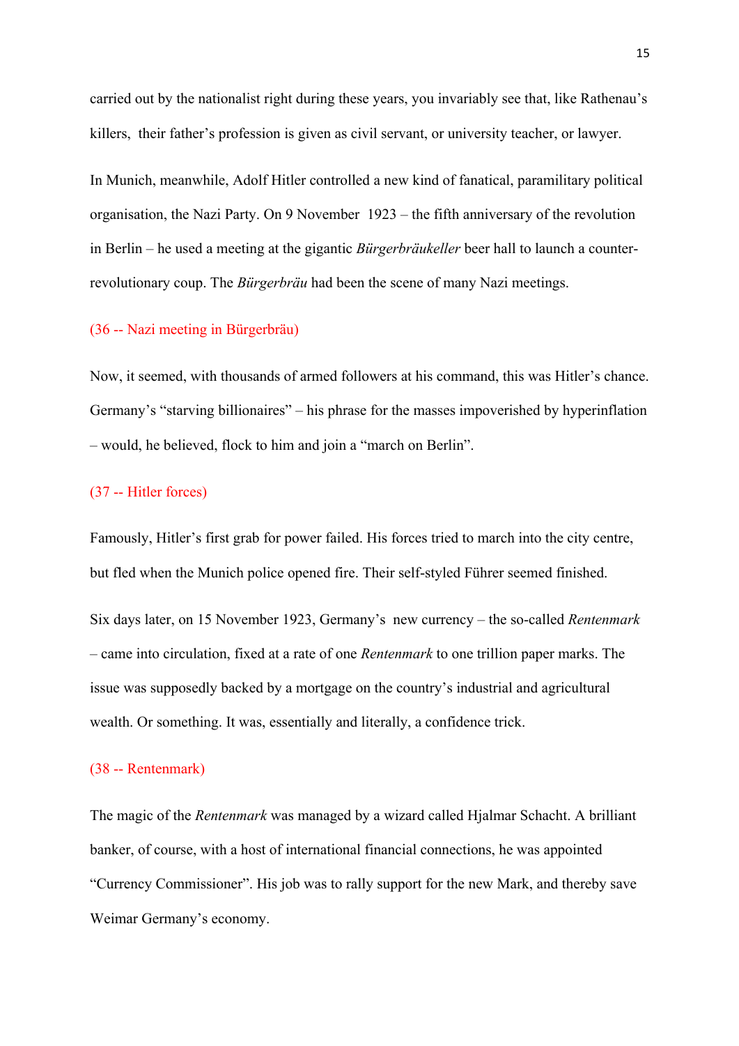carried out by the nationalist right during these years, you invariably see that, like Rathenau's killers, their father's profession is given as civil servant, or university teacher, or lawyer.

In Munich, meanwhile, Adolf Hitler controlled a new kind of fanatical, paramilitary political organisation, the Nazi Party. On 9 November 1923 – the fifth anniversary of the revolution in Berlin – he used a meeting at the gigantic *Bürgerbräukeller* beer hall to launch a counter-revolutionary coup. The *Bürgerbräu* had been the scene of many Nazi meetings.

(36 -- Nazi meeting in Bürgerbräu)

Now, it seemed, with thousands of armed followers at his command, this was Hitler's chance. Germany's "starving billionaires" – his phrase for the masses impoverished by hyperinflation – would, he believed, flock to him and join a "march on Berlin".

(37 -- Hitler forces)

Famously, Hitler's first grab for power failed. His forces tried to march into the city centre, but fled when the Munich police opened fire. Their self-styled Führer seemed finished.

Six days later, on 15 November 1923, Germany's new currency – the so-called *Rentenmark* – came into circulation, fixed at a rate of one *Rentenmark* to one trillion paper marks. The issue was supposedly backed by a mortgage on the country's industrial and agricultural wealth. Or something. It was, essentially and literally, a confidence trick.

(38 -- Rentenmark)

The magic of the *Rentenmark* was managed by a wizard called Hjalmar Schacht. A brilliant banker, of course, with a host of international financial connections, he was appointed "Currency Commissioner". His job was to rally support for the new Mark, and thereby save Weimar Germany's economy.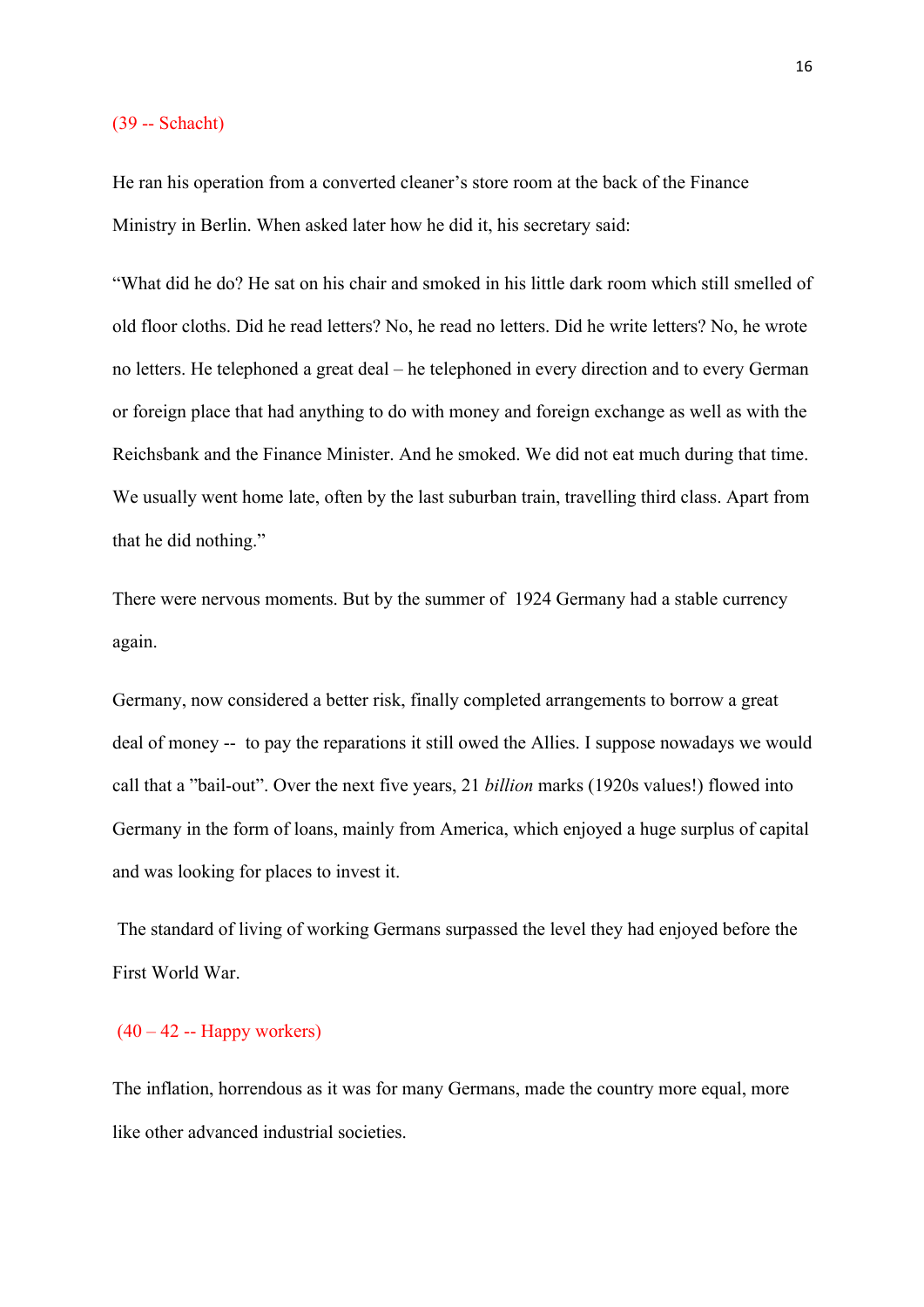(39 -- Schacht)

He ran his operation from a converted cleaner's store room at the back of the Finance Ministry in Berlin. When asked later how he did it, his secretary said:

"What did he do? He sat on his chair and smoked in his little dark room which still smelled of old floor cloths. Did he read letters? No, he read no letters. Did he write letters? No, he wrote no letters. He telephoned a great deal – he telephoned in every direction and to every German or foreign place that had anything to do with money and foreign exchange as well as with the Reichsbank and the Finance Minister. And he smoked. We did not eat much during that time. We usually went home late, often by the last suburban train, travelling third class. Apart from that he did nothing."

There were nervous moments. But by the summer of 1924 Germany had a stable currency again.

Germany, now considered a better risk, finally completed arrangements to borrow a great deal of money -- to pay the reparations it still owed the Allies. I suppose nowadays we would call that a "bail-out". Over the next five years, 21 *billion* marks (1920s values!) flowed into Germany in the form of loans, mainly from America, which enjoyed a huge surplus of capital and was looking for places to invest it.

The standard of living of working Germans surpassed the level they had enjoyed before the First World War.

(40 – 42 -- Happy workers)

The inflation, horrendous as it was for many Germans, made the country more equal, more like other advanced industrial societies.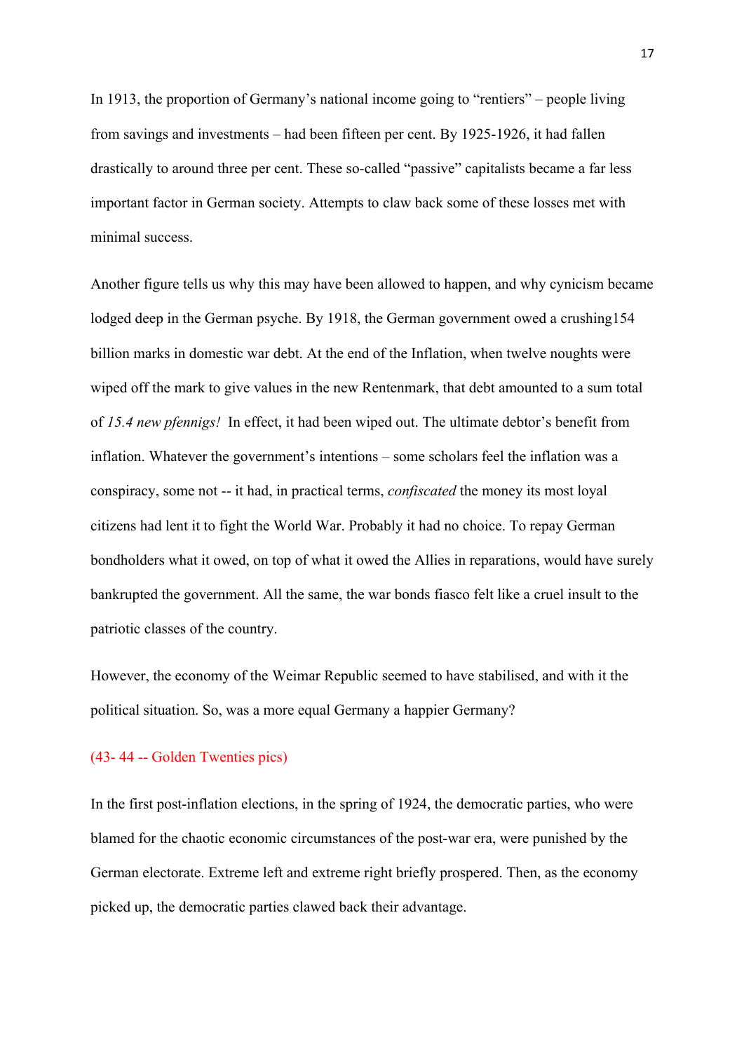In 1913, the proportion of Germany's national income going to "rentiers" – people living from savings and investments – had been fifteen per cent. By 1925-1926, it had fallen drastically to around three per cent. These so-called "passive" capitalists became a far less important factor in German society. Attempts to claw back some of these losses met with minimal success.

Another figure tells us why this may have been allowed to happen, and why cynicism became lodged deep in the German psyche. By 1918, the German government owed a crushing154 billion marks in domestic war debt. At the end of the Inflation, when twelve noughts were wiped off the mark to give values in the new Rentenmark, that debt amounted to a sum total of *15.4 new pfennigs!* In effect, it had been wiped out. The ultimate debtor's benefit from inflation. Whatever the government's intentions – some scholars feel the inflation was a conspiracy, some not -- it had, in practical terms, *confiscated* the money its most loyal citizens had lent it to fight the World War. Probably it had no choice. To repay German bondholders what it owed, on top of what it owed the Allies in reparations, would have surely bankrupted the government. All the same, the war bonds fiasco felt like a cruel insult to the patriotic classes of the country.

However, the economy of the Weimar Republic seemed to have stabilised, and with it the political situation. So, was a more equal Germany a happier Germany?

(43- 44 -- Golden Twenties pics)

In the first post-inflation elections, in the spring of 1924, the democratic parties, who were blamed for the chaotic economic circumstances of the post-war era, were punished by the German electorate. Extreme left and extreme right briefly prospered. Then, as the economy picked up, the democratic parties clawed back their advantage.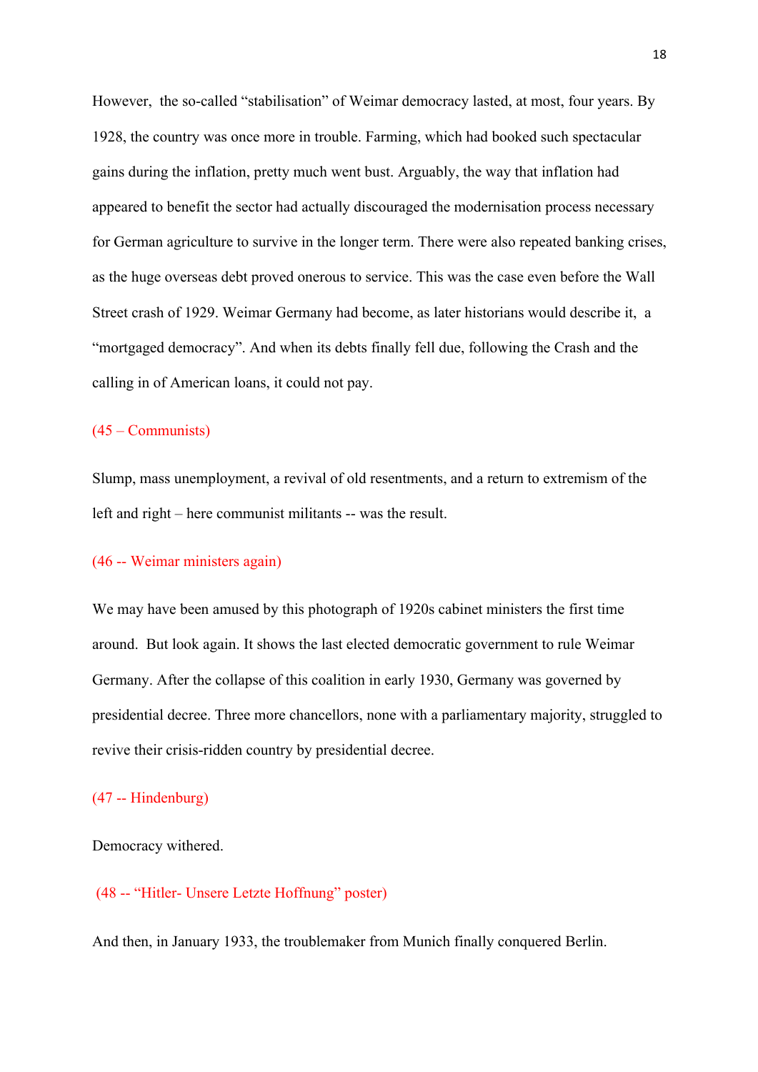However,  the so-called "stabilisation" of Weimar democracy lasted, at most, four years. By 1928, the country was once more in trouble. Farming, which had booked such spectacular gains during the inflation, pretty much went bust. Arguably, the way that inflation had appeared to benefit the sector had actually discouraged the modernisation process necessary for German agriculture to survive in the longer term. There were also repeated banking crises, as the huge overseas debt proved onerous to service. This was the case even before the Wall Street crash of 1929. Weimar Germany had become, as later historians would describe it,  a "mortgaged democracy". And when its debts finally fell due, following the Crash and the calling in of American loans, it could not pay.

(45 – Communists)

Slump, mass unemployment, a revival of old resentments, and a return to extremism of the left and right – here communist militants -- was the result.

(46 -- Weimar ministers again)

We may have been amused by this photograph of 1920s cabinet ministers the first time around.  But look again. It shows the last elected democratic government to rule Weimar Germany. After the collapse of this coalition in early 1930, Germany was governed by presidential decree. Three more chancellors, none with a parliamentary majority, struggled to revive their crisis-ridden country by presidential decree.

(47 -- Hindenburg)

Democracy withered.

(48 -- "Hitler- Unsere Letzte Hoffnung" poster)

And then, in January 1933, the troublemaker from Munich finally conquered Berlin.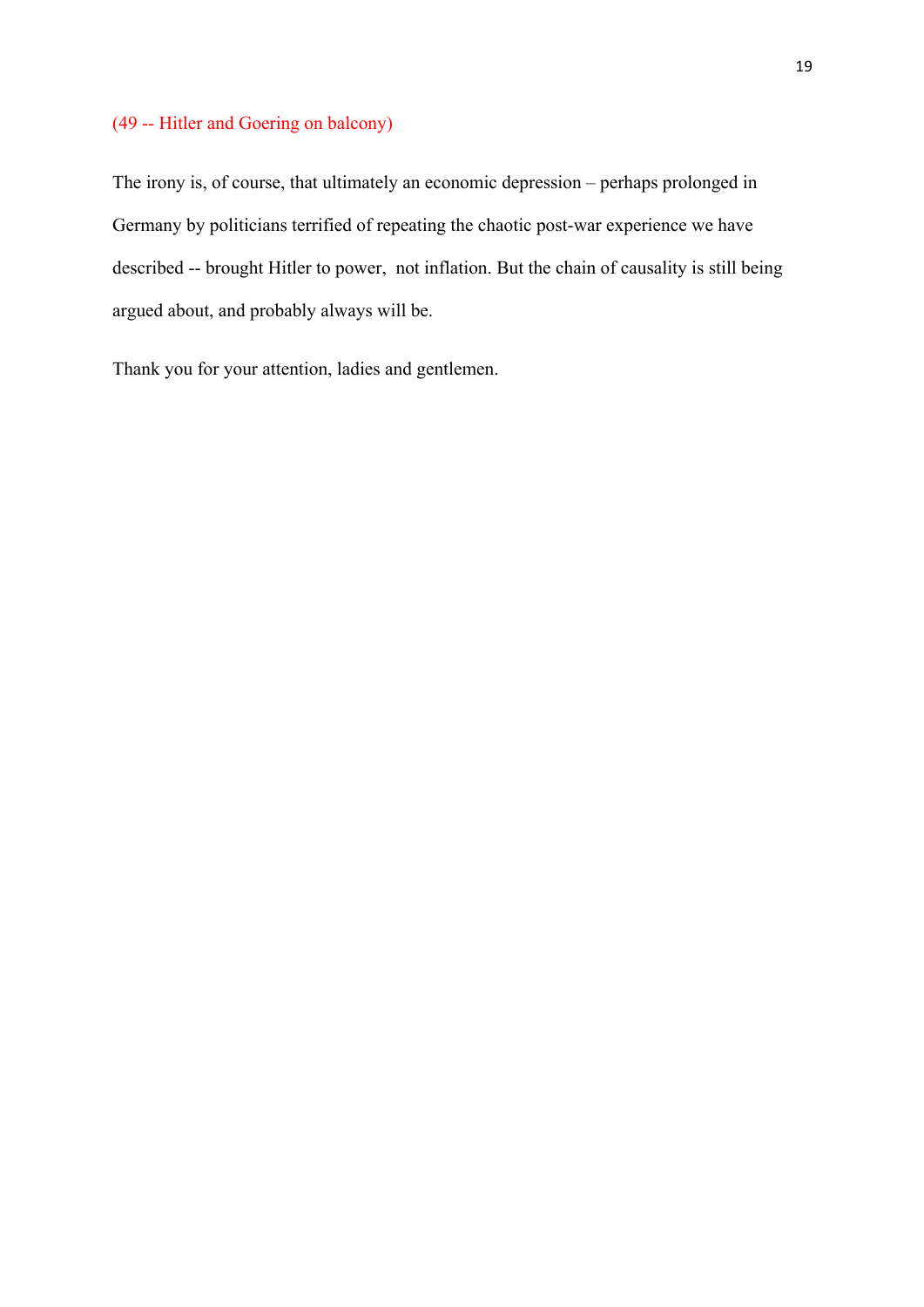(49 -- Hitler and Goering on balcony)

The irony is, of course, that ultimately an economic depression – perhaps prolonged in Germany by politicians terrified of repeating the chaotic post-war experience we have described -- brought Hitler to power, not inflation. But the chain of causality is still being argued about, and probably always will be.

Thank you for your attention, ladies and gentlemen.